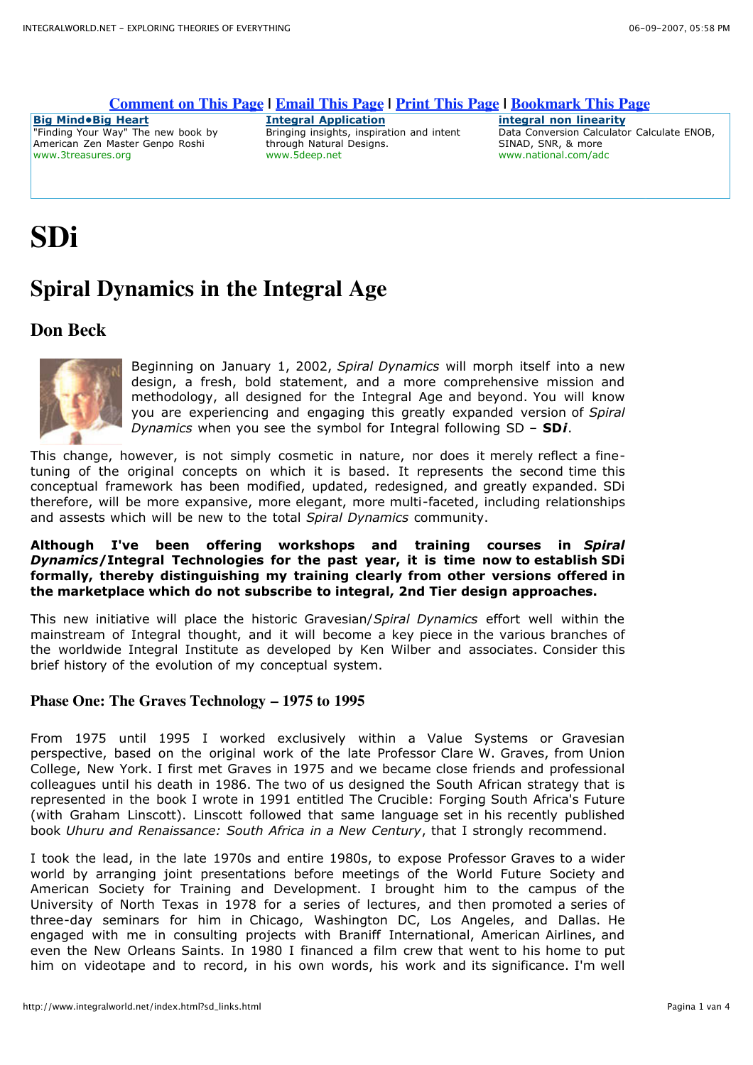Comment on This Page | Email This Page | Print This Page | Bookmark This Page

| **Big Mind•Big Heart** | **Integral Application** | **integral non linearity** |
| --- | --- | --- |
| "Finding Your Way" The new book by American Zen Master Genpo Roshi www.3treasures.org | Bringing insights, inspiration and intent through Natural Designs. www.5deep.net | Data Conversion Calculator Calculate ENOB, SINAD, SNR, & more www.national.com/adc |

# SDi

## Spiral Dynamics in the Integral Age

### Don Beck

Beginning on January 1, 2002, *Spiral Dynamics* will morph itself into a new design, a fresh, bold statement, and a more comprehensive mission and methodology, all designed for the Integral Age and beyond. You will know you are experiencing and engaging this greatly expanded version of *Spiral Dynamics* when you see the symbol for Integral following SD – **SD*i***.

This change, however, is not simply cosmetic in nature, nor does it merely reflect a fine-tuning of the original concepts on which it is based. It represents the second time this conceptual framework has been modified, updated, redesigned, and greatly expanded. SDi therefore, will be more expansive, more elegant, more multi-faceted, including relationships and assests which will be new to the total *Spiral Dynamics* community.

**Although I've been offering workshops and training courses in *Spiral Dynamics*/Integral Technologies for the past year, it is time now to establish SDi formally, thereby distinguishing my training clearly from other versions offered in the marketplace which do not subscribe to integral, 2nd Tier design approaches.**

This new initiative will place the historic Gravesian/*Spiral Dynamics* effort well within the mainstream of Integral thought, and it will become a key piece in the various branches of the worldwide Integral Institute as developed by Ken Wilber and associates. Consider this brief history of the evolution of my conceptual system.

#### Phase One: The Graves Technology – 1975 to 1995

From 1975 until 1995 I worked exclusively within a Value Systems or Gravesian perspective, based on the original work of the late Professor Clare W. Graves, from Union College, New York. I first met Graves in 1975 and we became close friends and professional colleagues until his death in 1986. The two of us designed the South African strategy that is represented in the book I wrote in 1991 entitled The Crucible: Forging South Africa's Future (with Graham Linscott). Linscott followed that same language set in his recently published book *Uhuru and Renaissance: South Africa in a New Century*, that I strongly recommend.

I took the lead, in the late 1970s and entire 1980s, to expose Professor Graves to a wider world by arranging joint presentations before meetings of the World Future Society and American Society for Training and Development. I brought him to the campus of the University of North Texas in 1978 for a series of lectures, and then promoted a series of three-day seminars for him in Chicago, Washington DC, Los Angeles, and Dallas. He engaged with me in consulting projects with Braniff International, American Airlines, and even the New Orleans Saints. In 1980 I financed a film crew that went to his home to put him on videotape and to record, in his own words, his work and its significance. I'm well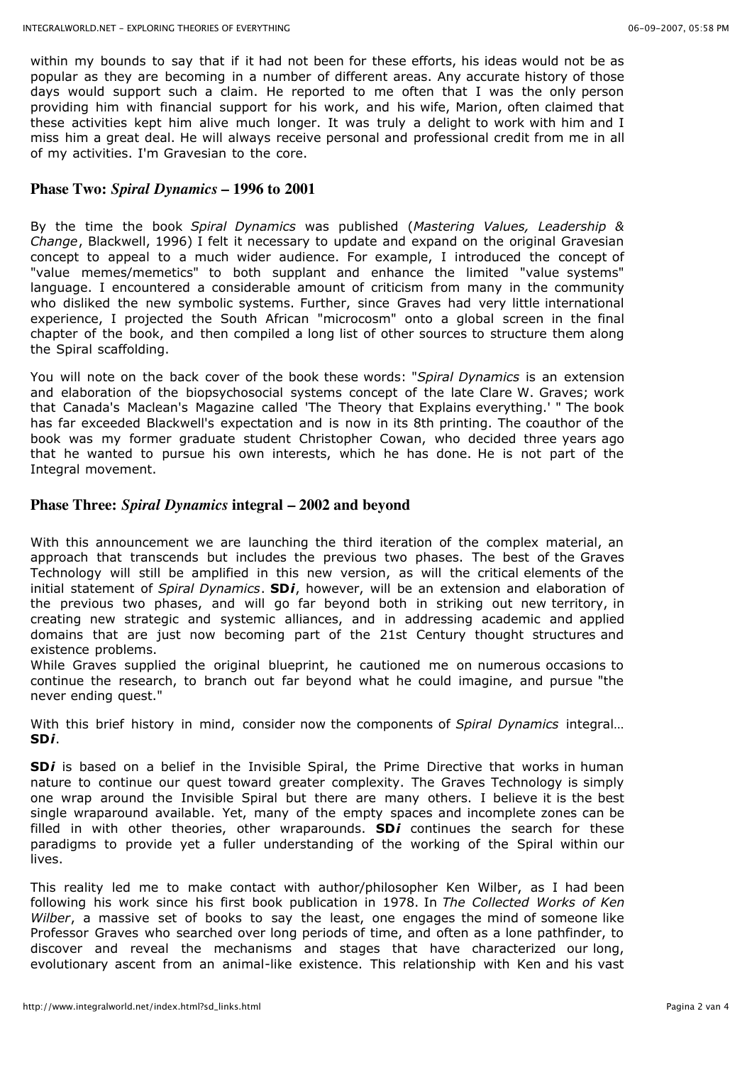within my bounds to say that if it had not been for these efforts, his ideas would not be as popular as they are becoming in a number of different areas. Any accurate history of those days would support such a claim. He reported to me often that I was the only person providing him with financial support for his work, and his wife, Marion, often claimed that these activities kept him alive much longer. It was truly a delight to work with him and I miss him a great deal. He will always receive personal and professional credit from me in all of my activities. I'm Gravesian to the core.

## Phase Two: *Spiral Dynamics* – 1996 to 2001

By the time the book *Spiral Dynamics* was published (*Mastering Values, Leadership & Change*, Blackwell, 1996) I felt it necessary to update and expand on the original Gravesian concept to appeal to a much wider audience. For example, I introduced the concept of "value memes/memetics" to both supplant and enhance the limited "value systems" language. I encountered a considerable amount of criticism from many in the community who disliked the new symbolic systems. Further, since Graves had very little international experience, I projected the South African "microcosm" onto a global screen in the final chapter of the book, and then compiled a long list of other sources to structure them along the Spiral scaffolding.

You will note on the back cover of the book these words: "*Spiral Dynamics* is an extension and elaboration of the biopsychosocial systems concept of the late Clare W. Graves; work that Canada's Maclean's Magazine called 'The Theory that Explains everything.' " The book has far exceeded Blackwell's expectation and is now in its 8th printing. The coauthor of the book was my former graduate student Christopher Cowan, who decided three years ago that he wanted to pursue his own interests, which he has done. He is not part of the Integral movement.

## Phase Three: *Spiral Dynamics* integral – 2002 and beyond

With this announcement we are launching the third iteration of the complex material, an approach that transcends but includes the previous two phases. The best of the Graves Technology will still be amplified in this new version, as will the critical elements of the initial statement of *Spiral Dynamics*. **SD*i***, however, will be an extension and elaboration of the previous two phases, and will go far beyond both in striking out new territory, in creating new strategic and systemic alliances, and in addressing academic and applied domains that are just now becoming part of the 21st Century thought structures and existence problems.
While Graves supplied the original blueprint, he cautioned me on numerous occasions to continue the research, to branch out far beyond what he could imagine, and pursue "the never ending quest."

With this brief history in mind, consider now the components of *Spiral Dynamics* integral… **SD*i***.

**SD*i*** is based on a belief in the Invisible Spiral, the Prime Directive that works in human nature to continue our quest toward greater complexity. The Graves Technology is simply one wrap around the Invisible Spiral but there are many others. I believe it is the best single wraparound available. Yet, many of the empty spaces and incomplete zones can be filled in with other theories, other wraparounds. **SD*i*** continues the search for these paradigms to provide yet a fuller understanding of the working of the Spiral within our lives.

This reality led me to make contact with author/philosopher Ken Wilber, as I had been following his work since his first book publication in 1978. In *The Collected Works of Ken Wilber*, a massive set of books to say the least, one engages the mind of someone like Professor Graves who searched over long periods of time, and often as a lone pathfinder, to discover and reveal the mechanisms and stages that have characterized our long, evolutionary ascent from an animal-like existence. This relationship with Ken and his vast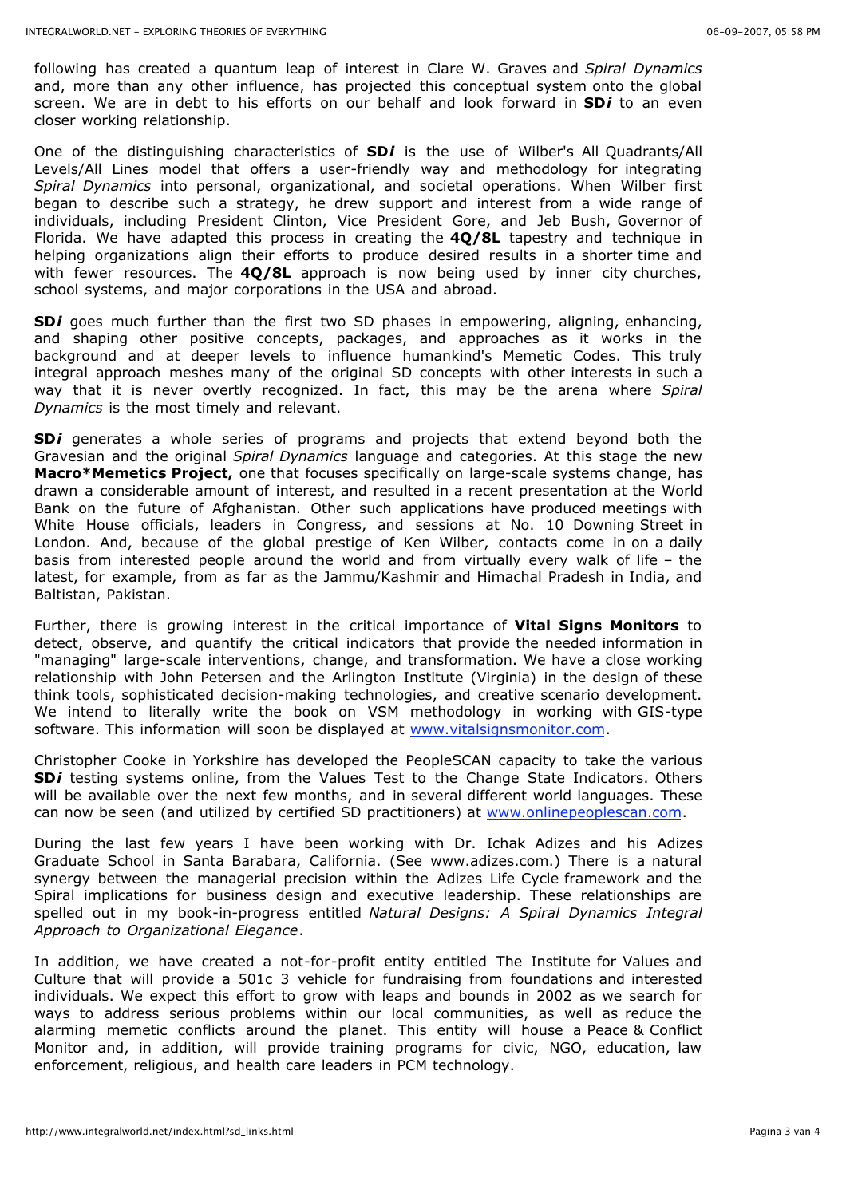following has created a quantum leap of interest in Clare W. Graves and *Spiral Dynamics* and, more than any other influence, has projected this conceptual system onto the global screen. We are in debt to his efforts on our behalf and look forward in **SD*i*** to an even closer working relationship.

One of the distinguishing characteristics of **SD*i*** is the use of Wilber's All Quadrants/All Levels/All Lines model that offers a user-friendly way and methodology for integrating *Spiral Dynamics* into personal, organizational, and societal operations. When Wilber first began to describe such a strategy, he drew support and interest from a wide range of individuals, including President Clinton, Vice President Gore, and Jeb Bush, Governor of Florida. We have adapted this process in creating the **4Q/8L** tapestry and technique in helping organizations align their efforts to produce desired results in a shorter time and with fewer resources. The **4Q/8L** approach is now being used by inner city churches, school systems, and major corporations in the USA and abroad.

**SD*i*** goes much further than the first two SD phases in empowering, aligning, enhancing, and shaping other positive concepts, packages, and approaches as it works in the background and at deeper levels to influence humankind's Memetic Codes. This truly integral approach meshes many of the original SD concepts with other interests in such a way that it is never overtly recognized. In fact, this may be the arena where *Spiral Dynamics* is the most timely and relevant.

**SD*i*** generates a whole series of programs and projects that extend beyond both the Gravesian and the original *Spiral Dynamics* language and categories. At this stage the new **Macro*Memetics Project,** one that focuses specifically on large-scale systems change, has drawn a considerable amount of interest, and resulted in a recent presentation at the World Bank on the future of Afghanistan. Other such applications have produced meetings with White House officials, leaders in Congress, and sessions at No. 10 Downing Street in London. And, because of the global prestige of Ken Wilber, contacts come in on a daily basis from interested people around the world and from virtually every walk of life – the latest, for example, from as far as the Jammu/Kashmir and Himachal Pradesh in India, and Baltistan, Pakistan.

Further, there is growing interest in the critical importance of **Vital Signs Monitors** to detect, observe, and quantify the critical indicators that provide the needed information in "managing" large-scale interventions, change, and transformation. We have a close working relationship with John Petersen and the Arlington Institute (Virginia) in the design of these think tools, sophisticated decision-making technologies, and creative scenario development. We intend to literally write the book on VSM methodology in working with GIS-type software. This information will soon be displayed at [www.vitalsignsmonitor.com](http://www.vitalsignsmonitor.com).

Christopher Cooke in Yorkshire has developed the PeopleSCAN capacity to take the various **SD*i*** testing systems online, from the Values Test to the Change State Indicators. Others will be available over the next few months, and in several different world languages. These can now be seen (and utilized by certified SD practitioners) at [www.onlinepeoplescan.com](http://www.onlinepeoplescan.com).

During the last few years I have been working with Dr. Ichak Adizes and his Adizes Graduate School in Santa Barabara, California. (See www.adizes.com.) There is a natural synergy between the managerial precision within the Adizes Life Cycle framework and the Spiral implications for business design and executive leadership. These relationships are spelled out in my book-in-progress entitled *Natural Designs: A Spiral Dynamics Integral Approach to Organizational Elegance*.

In addition, we have created a not-for-profit entity entitled The Institute for Values and Culture that will provide a 501c 3 vehicle for fundraising from foundations and interested individuals. We expect this effort to grow with leaps and bounds in 2002 as we search for ways to address serious problems within our local communities, as well as reduce the alarming memetic conflicts around the planet. This entity will house a Peace & Conflict Monitor and, in addition, will provide training programs for civic, NGO, education, law enforcement, religious, and health care leaders in PCM technology.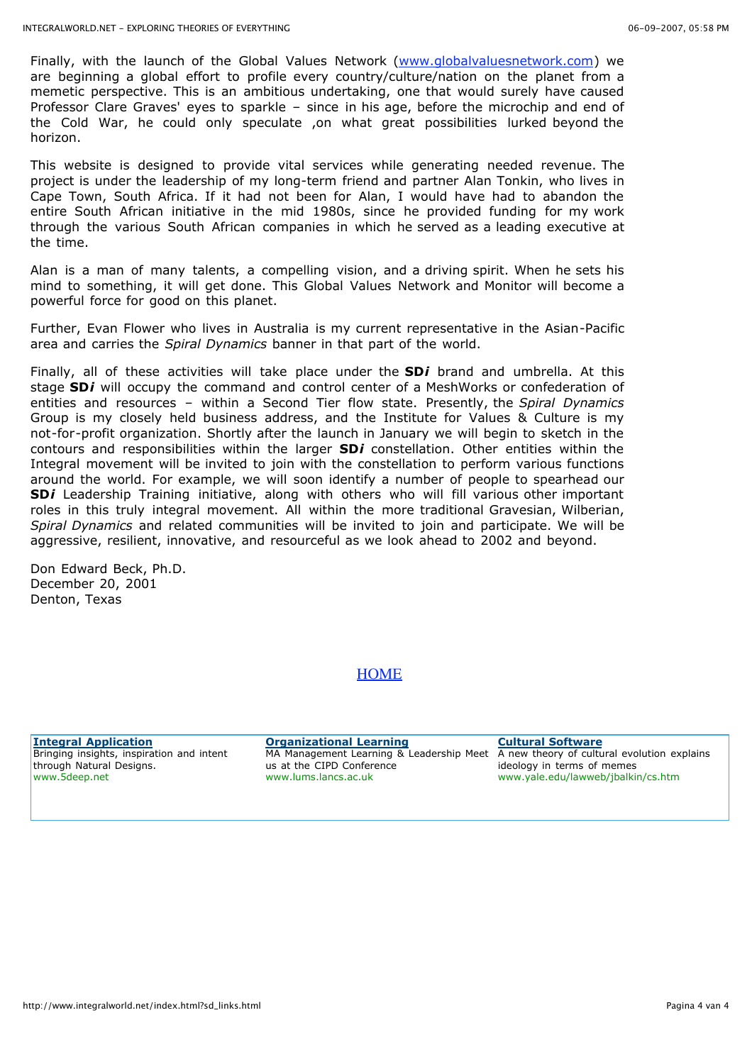Finally, with the launch of the Global Values Network ([www.globalvaluesnetwork.com](http://www.globalvaluesnetwork.com)) we are beginning a global effort to profile every country/culture/nation on the planet from a memetic perspective. This is an ambitious undertaking, one that would surely have caused Professor Clare Graves' eyes to sparkle – since in his age, before the microchip and end of the Cold War, he could only speculate ,on what great possibilities lurked beyond the horizon.

This website is designed to provide vital services while generating needed revenue. The project is under the leadership of my long-term friend and partner Alan Tonkin, who lives in Cape Town, South Africa. If it had not been for Alan, I would have had to abandon the entire South African initiative in the mid 1980s, since he provided funding for my work through the various South African companies in which he served as a leading executive at the time.

Alan is a man of many talents, a compelling vision, and a driving spirit. When he sets his mind to something, it will get done. This Global Values Network and Monitor will become a powerful force for good on this planet.

Further, Evan Flower who lives in Australia is my current representative in the Asian-Pacific area and carries the *Spiral Dynamics* banner in that part of the world.

Finally, all of these activities will take place under the **SD*i*** brand and umbrella. At this stage **SD*i*** will occupy the command and control center of a MeshWorks or confederation of entities and resources – within a Second Tier flow state. Presently, the *Spiral Dynamics* Group is my closely held business address, and the Institute for Values & Culture is my not-for-profit organization. Shortly after the launch in January we will begin to sketch in the contours and responsibilities within the larger **SD*i*** constellation. Other entities within the Integral movement will be invited to join with the constellation to perform various functions around the world. For example, we will soon identify a number of people to spearhead our **SD*i*** Leadership Training initiative, along with others who will fill various other important roles in this truly integral movement. All within the more traditional Gravesian, Wilberian, *Spiral Dynamics* and related communities will be invited to join and participate. We will be aggressive, resilient, innovative, and resourceful as we look ahead to 2002 and beyond.

Don Edward Beck, Ph.D.
December 20, 2001
Denton, Texas

HOME

**Integral Application**
Bringing insights, inspiration and intent through Natural Designs.
www.5deep.net

**Organizational Learning**
MA Management Learning & Leadership Meet us at the CIPD Conference
www.lums.lancs.ac.uk

**Cultural Software**
A new theory of cultural evolution explains ideology in terms of memes
www.yale.edu/lawweb/jbalkin/cs.htm